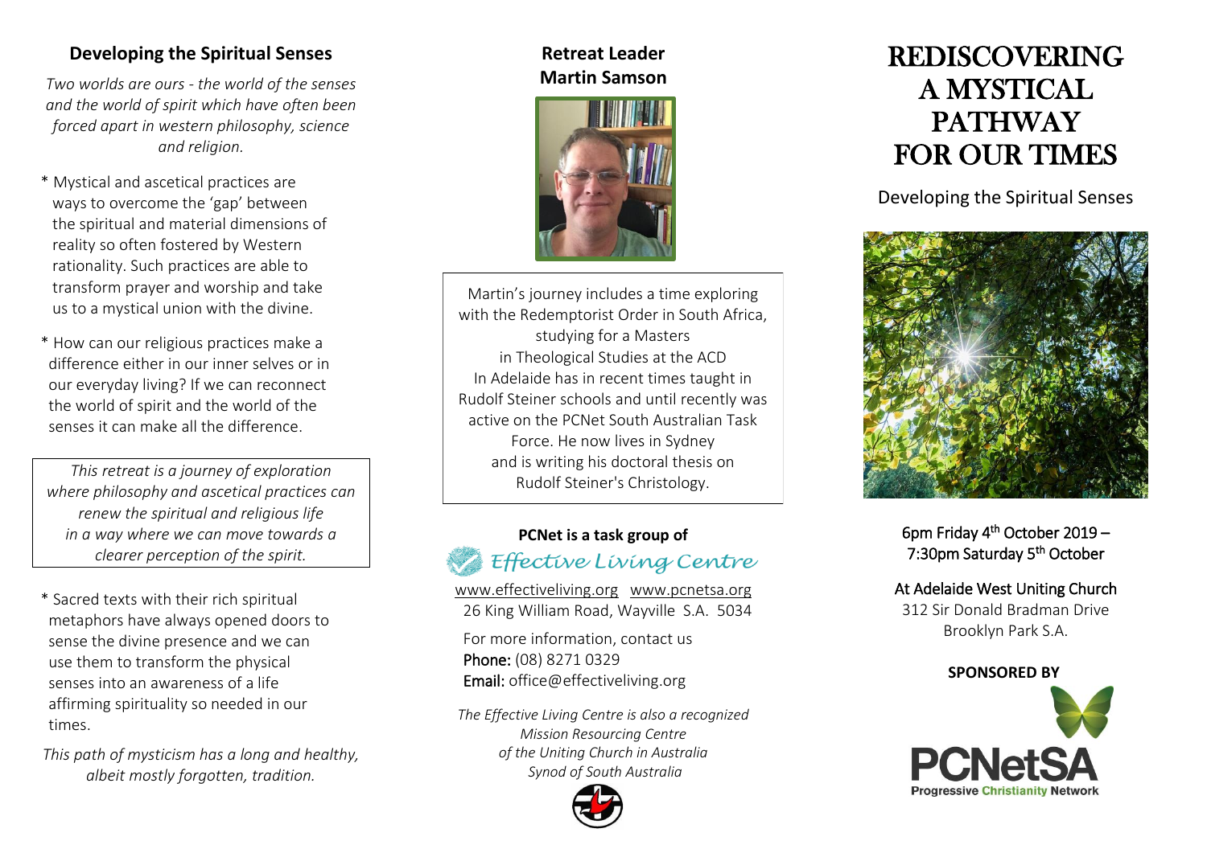## Developing the Spiritual Senses

*Two worlds are ours - the world of the senses and the world of spirit which have often been forced apart in western philosophy, science and religion.*

* Mystical and ascetical practices are ways to overcome the 'gap' between the spiritual and material dimensions of reality so often fostered by Western rationality. Such practices are able to transform prayer and worship and take us to a mystical union with the divine.

* How can our religious practices make a difference either in our inner selves or in our everyday living? If we can reconnect the world of spirit and the world of the senses it can make all the difference.

*This retreat is a journey of exploration where philosophy and ascetical practices can renew the spiritual and religious life in a way where we can move towards a clearer perception of the spirit.*

* Sacred texts with their rich spiritual metaphors have always opened doors to sense the divine presence and we can use them to transform the physical senses into an awareness of a life affirming spirituality so needed in our times.

*This path of mysticism has a long and healthy, albeit mostly forgotten, tradition.*

## Retreat Leader
## Martin Samson

Martin's journey includes a time exploring with the Redemptorist Order in South Africa, studying for a Masters in Theological Studies at the ACD In Adelaide has in recent times taught in Rudolf Steiner schools and until recently was active on the PCNet South Australian Task Force. He now lives in Sydney and is writing his doctoral thesis on Rudolf Steiner's Christology.

**PCNet is a task group of**
*Effective Living Centre*

www.effectiveliving.org www.pcnetsa.org
26 King William Road, Wayville S.A. 5034

For more information, contact us
**Phone:** (08) 8271 0329
**Email:** office@effectiveliving.org

*The Effective Living Centre is also a recognized Mission Resourcing Centre of the Uniting Church in Australia Synod of South Australia*

# REDISCOVERING A MYSTICAL PATHWAY FOR OUR TIMES

Developing the Spiritual Senses

6pm Friday 4th October 2019 – 7:30pm Saturday 5th October

At Adelaide West Uniting Church
312 Sir Donald Bradman Drive
Brooklyn Park S.A.

**SPONSORED BY**

PCNetSA
Progressive Christianity Network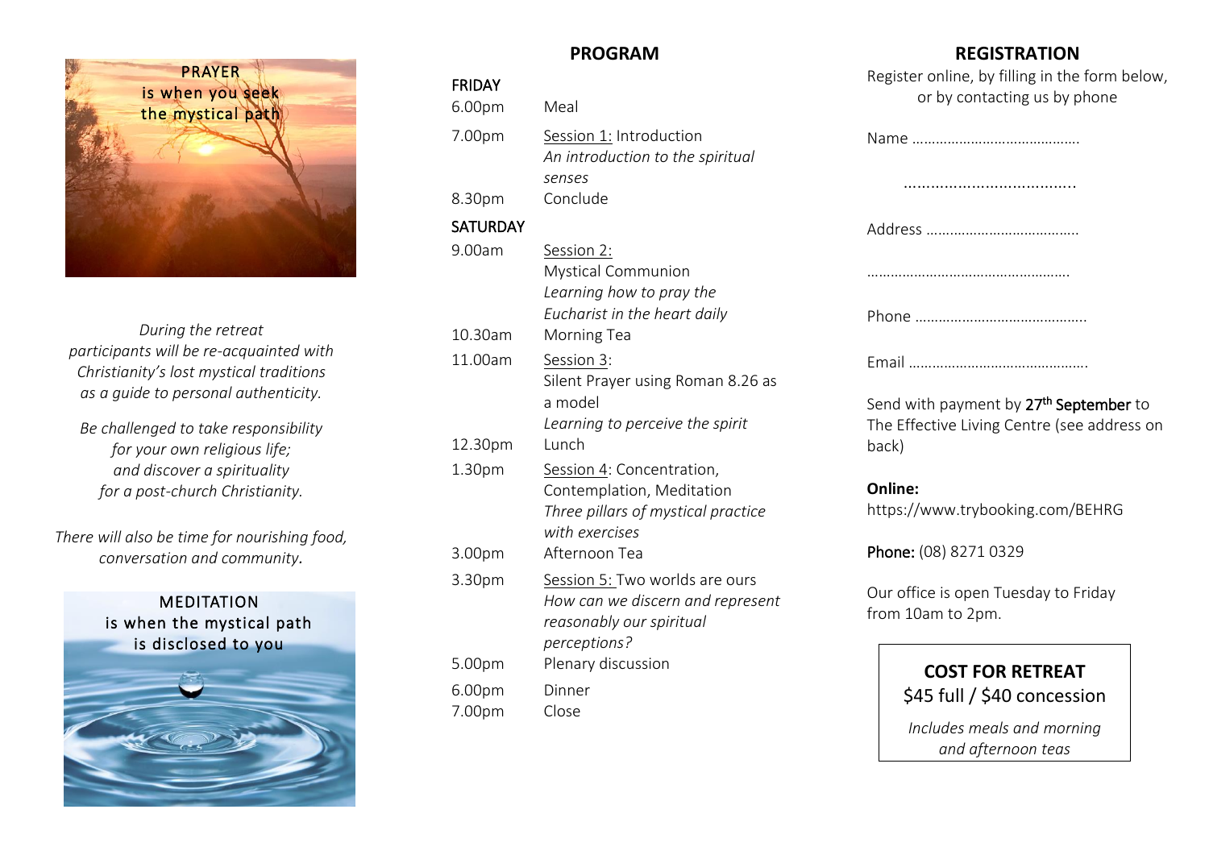PRAYER
is when you seek
the mystical path

*During the retreat participants will be re-acquainted with Christianity's lost mystical traditions as a guide to personal authenticity.*

*Be challenged to take responsibility for your own religious life; and discover a spirituality for a post-church Christianity.*

*There will also be time for nourishing food, conversation and community.*

MEDITATION
is when the mystical path
is disclosed to you

## PROGRAM

**FRIDAY**

| | |
|---|---|
| 6.00pm | Meal |
| 7.00pm | Session 1: Introduction<br>*An introduction to the spiritual senses* |
| 8.30pm | Conclude |

**SATURDAY**

| | |
|---|---|
| 9.00am | Session 2:<br>Mystical Communion<br>*Learning how to pray the Eucharist in the heart daily* |
| 10.30am | Morning Tea |
| 11.00am | Session 3:<br>Silent Prayer using Roman 8.26 as a model<br>*Learning to perceive the spirit* |
| 12.30pm | Lunch |
| 1.30pm | Session 4: Concentration, Contemplation, Meditation<br>*Three pillars of mystical practice with exercises* |
| 3.00pm | Afternoon Tea |
| 3.30pm | Session 5: Two worlds are ours<br>*How can we discern and represent reasonably our spiritual perceptions?* |
| 5.00pm | Plenary discussion |
| 6.00pm | Dinner |
| 7.00pm | Close |

## REGISTRATION

Register online, by filling in the form below, or by contacting us by phone

Name ……………………………………

……………………………….

Address ………………………………..

……………………………………………

Phone ……………………………………..

Email ………………………………………

Send with payment by 27th September to The Effective Living Centre (see address on back)

**Online:**
https://www.trybooking.com/BEHRG

Phone: (08) 8271 0329

Our office is open Tuesday to Friday from 10am to 2pm.

**COST FOR RETREAT**
$45 full / $40 concession

*Includes meals and morning and afternoon teas*